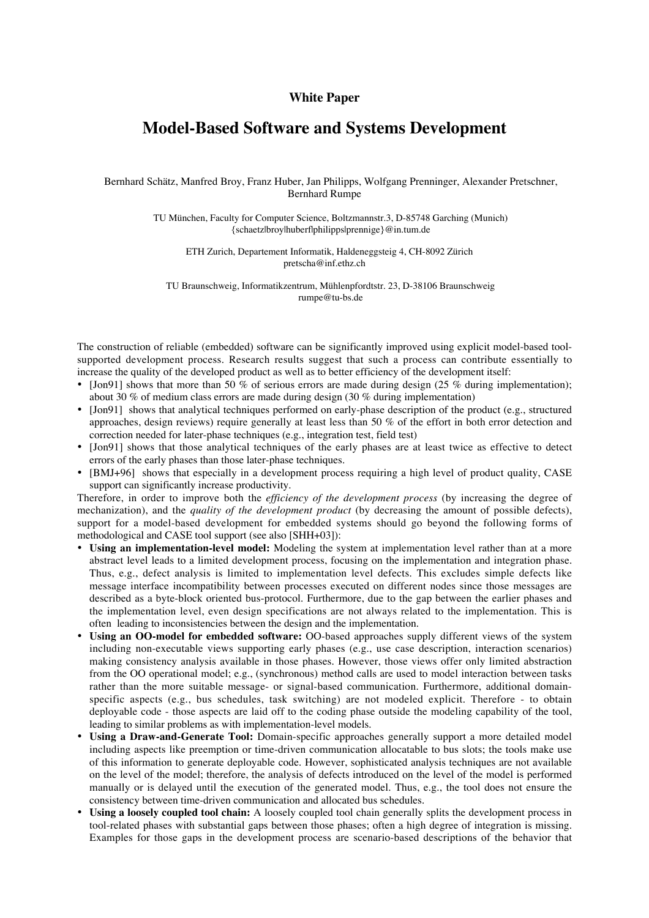**White Paper**

# Model-Based Software and Systems Development

Bernhard Schätz, Manfred Broy, Franz Huber, Jan Philipps, Wolfgang Prenninger, Alexander Pretschner, Bernhard Rumpe

TU München, Faculty for Computer Science, Boltzmannstr.3, D-85748 Garching (Munich)
{schaetz|broy|huberf|philipps|prennige}@in.tum.de

ETH Zurich, Departement Informatik, Haldeneggsteig 4, CH-8092 Zürich
pretscha@inf.ethz.ch

TU Braunschweig, Informatikzentrum, Mühlenpfordtstr. 23, D-38106 Braunschweig
rumpe@tu-bs.de

The construction of reliable (embedded) software can be significantly improved using explicit model-based tool-supported development process. Research results suggest that such a process can contribute essentially to increase the quality of the developed product as well as to better efficiency of the development itself:

- [Jon91] shows that more than 50 % of serious errors are made during design (25 % during implementation); about 30 % of medium class errors are made during design (30 % during implementation)
- [Jon91] shows that analytical techniques performed on early-phase description of the product (e.g., structured approaches, design reviews) require generally at least less than 50 % of the effort in both error detection and correction needed for later-phase techniques (e.g., integration test, field test)
- [Jon91] shows that those analytical techniques of the early phases are at least twice as effective to detect errors of the early phases than those later-phase techniques.
- [BMJ+96] shows that especially in a development process requiring a high level of product quality, CASE support can significantly increase productivity.

Therefore, in order to improve both the *efficiency of the development process* (by increasing the degree of mechanization), and the *quality of the development product* (by decreasing the amount of possible defects), support for a model-based development for embedded systems should go beyond the following forms of methodological and CASE tool support (see also [SHH+03]):

- **Using an implementation-level model:** Modeling the system at implementation level rather than at a more abstract level leads to a limited development process, focusing on the implementation and integration phase. Thus, e.g., defect analysis is limited to implementation level defects. This excludes simple defects like message interface incompatibility between processes executed on different nodes since those messages are described as a byte-block oriented bus-protocol. Furthermore, due to the gap between the earlier phases and the implementation level, even design specifications are not always related to the implementation. This is often leading to inconsistencies between the design and the implementation.
- **Using an OO-model for embedded software:** OO-based approaches supply different views of the system including non-executable views supporting early phases (e.g., use case description, interaction scenarios) making consistency analysis available in those phases. However, those views offer only limited abstraction from the OO operational model; e.g., (synchronous) method calls are used to model interaction between tasks rather than the more suitable message- or signal-based communication. Furthermore, additional domain-specific aspects (e.g., bus schedules, task switching) are not modeled explicit. Therefore - to obtain deployable code - those aspects are laid off to the coding phase outside the modeling capability of the tool, leading to similar problems as with implementation-level models.
- **Using a Draw-and-Generate Tool:** Domain-specific approaches generally support a more detailed model including aspects like preemption or time-driven communication allocatable to bus slots; the tools make use of this information to generate deployable code. However, sophisticated analysis techniques are not available on the level of the model; therefore, the analysis of defects introduced on the level of the model is performed manually or is delayed until the execution of the generated model. Thus, e.g., the tool does not ensure the consistency between time-driven communication and allocated bus schedules.
- **Using a loosely coupled tool chain:** A loosely coupled tool chain generally splits the development process in tool-related phases with substantial gaps between those phases; often a high degree of integration is missing. Examples for those gaps in the development process are scenario-based descriptions of the behavior that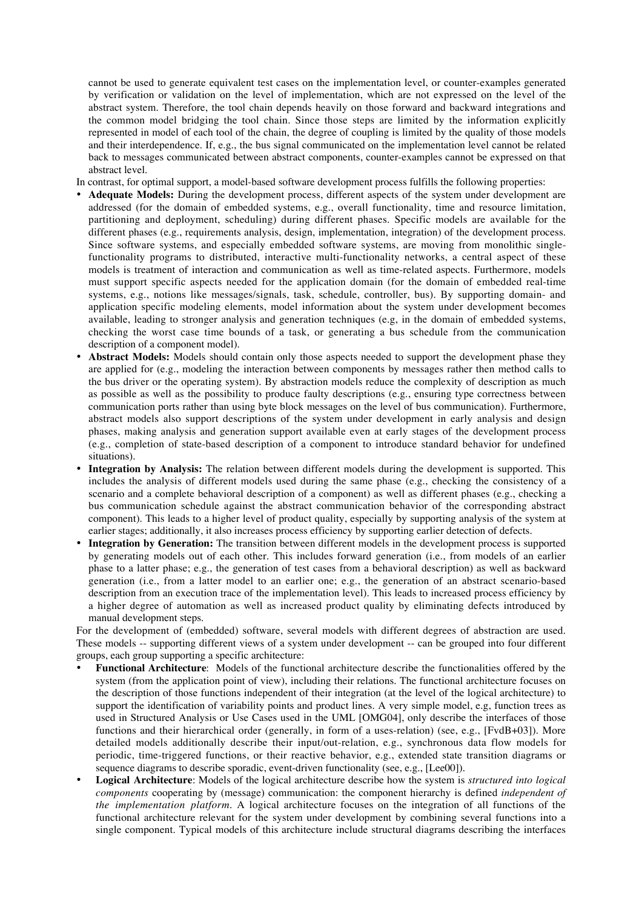cannot be used to generate equivalent test cases on the implementation level, or counter-examples generated by verification or validation on the level of implementation, which are not expressed on the level of the abstract system. Therefore, the tool chain depends heavily on those forward and backward integrations and the common model bridging the tool chain. Since those steps are limited by the information explicitly represented in model of each tool of the chain, the degree of coupling is limited by the quality of those models and their interdependence. If, e.g., the bus signal communicated on the implementation level cannot be related back to messages communicated between abstract components, counter-examples cannot be expressed on that abstract level.

In contrast, for optimal support, a model-based software development process fulfills the following properties:

- **Adequate Models:** During the development process, different aspects of the system under development are addressed (for the domain of embedded systems, e.g., overall functionality, time and resource limitation, partitioning and deployment, scheduling) during different phases. Specific models are available for the different phases (e.g., requirements analysis, design, implementation, integration) of the development process. Since software systems, and especially embedded software systems, are moving from monolithic single-functionality programs to distributed, interactive multi-functionality networks, a central aspect of these models is treatment of interaction and communication as well as time-related aspects. Furthermore, models must support specific aspects needed for the application domain (for the domain of embedded real-time systems, e.g., notions like messages/signals, task, schedule, controller, bus). By supporting domain- and application specific modeling elements, model information about the system under development becomes available, leading to stronger analysis and generation techniques (e.g, in the domain of embedded systems, checking the worst case time bounds of a task, or generating a bus schedule from the communication description of a component model).
- **Abstract Models:** Models should contain only those aspects needed to support the development phase they are applied for (e.g., modeling the interaction between components by messages rather then method calls to the bus driver or the operating system). By abstraction models reduce the complexity of description as much as possible as well as the possibility to produce faulty descriptions (e.g., ensuring type correctness between communication ports rather than using byte block messages on the level of bus communication). Furthermore, abstract models also support descriptions of the system under development in early analysis and design phases, making analysis and generation support available even at early stages of the development process (e.g., completion of state-based description of a component to introduce standard behavior for undefined situations).
- **Integration by Analysis:** The relation between different models during the development is supported. This includes the analysis of different models used during the same phase (e.g., checking the consistency of a scenario and a complete behavioral description of a component) as well as different phases (e.g., checking a bus communication schedule against the abstract communication behavior of the corresponding abstract component). This leads to a higher level of product quality, especially by supporting analysis of the system at earlier stages; additionally, it also increases process efficiency by supporting earlier detection of defects.
- **Integration by Generation:** The transition between different models in the development process is supported by generating models out of each other. This includes forward generation (i.e., from models of an earlier phase to a latter phase; e.g., the generation of test cases from a behavioral description) as well as backward generation (i.e., from a latter model to an earlier one; e.g., the generation of an abstract scenario-based description from an execution trace of the implementation level). This leads to increased process efficiency by a higher degree of automation as well as increased product quality by eliminating defects introduced by manual development steps.

For the development of (embedded) software, several models with different degrees of abstraction are used. These models -- supporting different views of a system under development -- can be grouped into four different groups, each group supporting a specific architecture:

- **Functional Architecture**: Models of the functional architecture describe the functionalities offered by the system (from the application point of view), including their relations. The functional architecture focuses on the description of those functions independent of their integration (at the level of the logical architecture) to support the identification of variability points and product lines. A very simple model, e.g, function trees as used in Structured Analysis or Use Cases used in the UML [OMG04], only describe the interfaces of those functions and their hierarchical order (generally, in form of a uses-relation) (see, e.g., [FvdB+03]). More detailed models additionally describe their input/out-relation, e.g., synchronous data flow models for periodic, time-triggered functions, or their reactive behavior, e.g., extended state transition diagrams or sequence diagrams to describe sporadic, event-driven functionality (see, e.g., [Lee00]).
- **Logical Architecture**: Models of the logical architecture describe how the system is *structured into logical components* cooperating by (message) communication: the component hierarchy is defined *independent of the implementation platform*. A logical architecture focuses on the integration of all functions of the functional architecture relevant for the system under development by combining several functions into a single component. Typical models of this architecture include structural diagrams describing the interfaces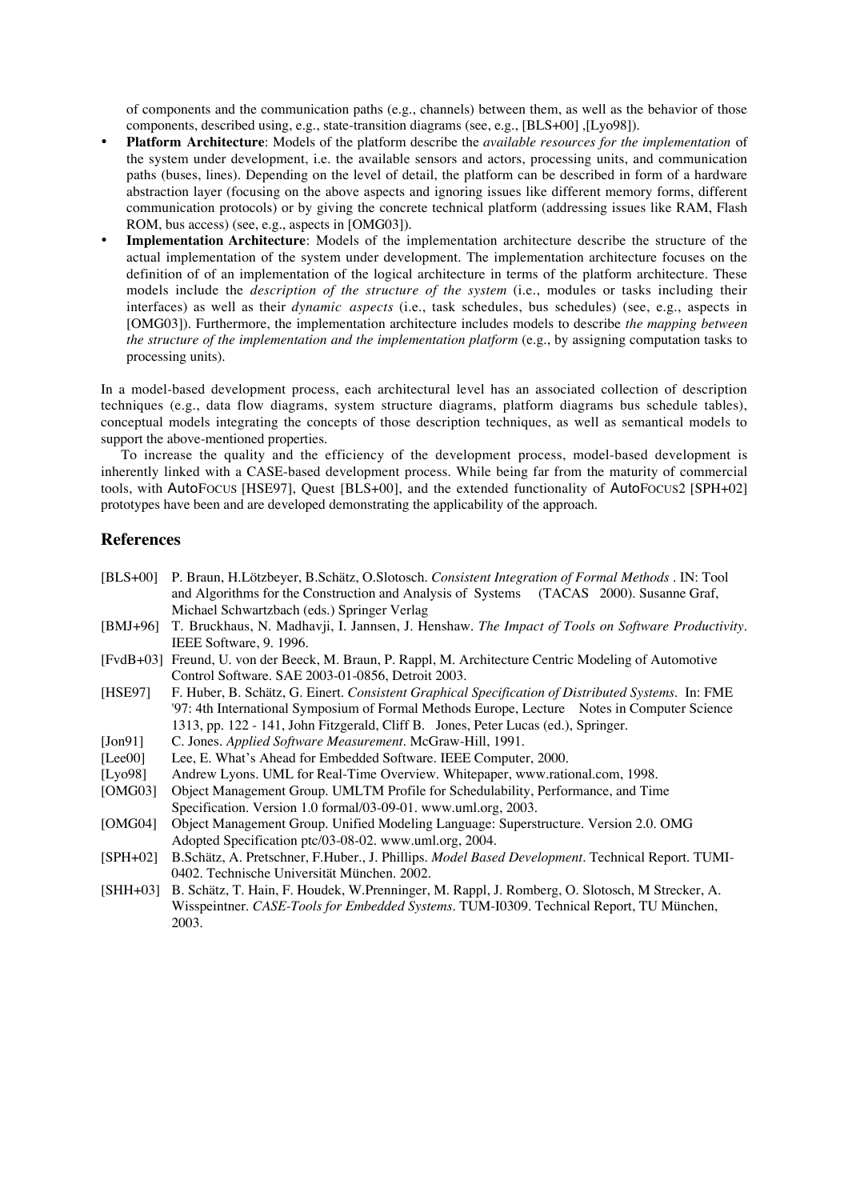of components and the communication paths (e.g., channels) between them, as well as the behavior of those components, described using, e.g., state-transition diagrams (see, e.g., [BLS+00] ,[Lyo98]).

- **Platform Architecture**: Models of the platform describe the *available resources for the implementation* of the system under development, i.e. the available sensors and actors, processing units, and communication paths (buses, lines). Depending on the level of detail, the platform can be described in form of a hardware abstraction layer (focusing on the above aspects and ignoring issues like different memory forms, different communication protocols) or by giving the concrete technical platform (addressing issues like RAM, Flash ROM, bus access) (see, e.g., aspects in [OMG03]).
- **Implementation Architecture**: Models of the implementation architecture describe the structure of the actual implementation of the system under development. The implementation architecture focuses on the definition of of an implementation of the logical architecture in terms of the platform architecture. These models include the *description of the structure of the system* (i.e., modules or tasks including their interfaces) as well as their *dynamic aspects* (i.e., task schedules, bus schedules) (see, e.g., aspects in [OMG03]). Furthermore, the implementation architecture includes models to describe *the mapping between the structure of the implementation and the implementation platform* (e.g., by assigning computation tasks to processing units).

In a model-based development process, each architectural level has an associated collection of description techniques (e.g., data flow diagrams, system structure diagrams, platform diagrams bus schedule tables), conceptual models integrating the concepts of those description techniques, as well as semantical models to support the above-mentioned properties.

To increase the quality and the efficiency of the development process, model-based development is inherently linked with a CASE-based development process. While being far from the maturity of commercial tools, with AutoFocus [HSE97], Quest [BLS+00], and the extended functionality of AutoFocus2 [SPH+02] prototypes have been and are developed demonstrating the applicability of the approach.

## References

[BLS+00] P. Braun, H.Lötzbeyer, B.Schätz, O.Slotosch. *Consistent Integration of Formal Methods* . IN: Tool and Algorithms for the Construction and Analysis of Systems (TACAS 2000). Susanne Graf, Michael Schwartzbach (eds.) Springer Verlag

[BMJ+96] T. Bruckhaus, N. Madhavji, I. Jannsen, J. Henshaw. *The Impact of Tools on Software Productivity*. IEEE Software, 9. 1996.

[FvdB+03] Freund, U. von der Beeck, M. Braun, P. Rappl, M. Architecture Centric Modeling of Automotive Control Software. SAE 2003-01-0856, Detroit 2003.

[HSE97] F. Huber, B. Schätz, G. Einert. *Consistent Graphical Specification of Distributed Systems*. In: FME '97: 4th International Symposium of Formal Methods Europe, Lecture Notes in Computer Science 1313, pp. 122 - 141, John Fitzgerald, Cliff B. Jones, Peter Lucas (ed.), Springer.

[Jon91] C. Jones. *Applied Software Measurement*. McGraw-Hill, 1991.

[Lee00] Lee, E. What's Ahead for Embedded Software. IEEE Computer, 2000.

[Lyo98] Andrew Lyons. UML for Real-Time Overview. Whitepaper, www.rational.com, 1998.

[OMG03] Object Management Group. UMLTM Profile for Schedulability, Performance, and Time Specification. Version 1.0 formal/03-09-01. www.uml.org, 2003.

[OMG04] Object Management Group. Unified Modeling Language: Superstructure. Version 2.0. OMG Adopted Specification ptc/03-08-02. www.uml.org, 2004.

[SPH+02] B.Schätz, A. Pretschner, F.Huber., J. Phillips. *Model Based Development*. Technical Report. TUMI-0402. Technische Universität München. 2002.

[SHH+03] B. Schätz, T. Hain, F. Houdek, W.Prenninger, M. Rappl, J. Romberg, O. Slotosch, M Strecker, A. Wisspeintner. *CASE-Tools for Embedded Systems*. TUM-I0309. Technical Report, TU München, 2003.